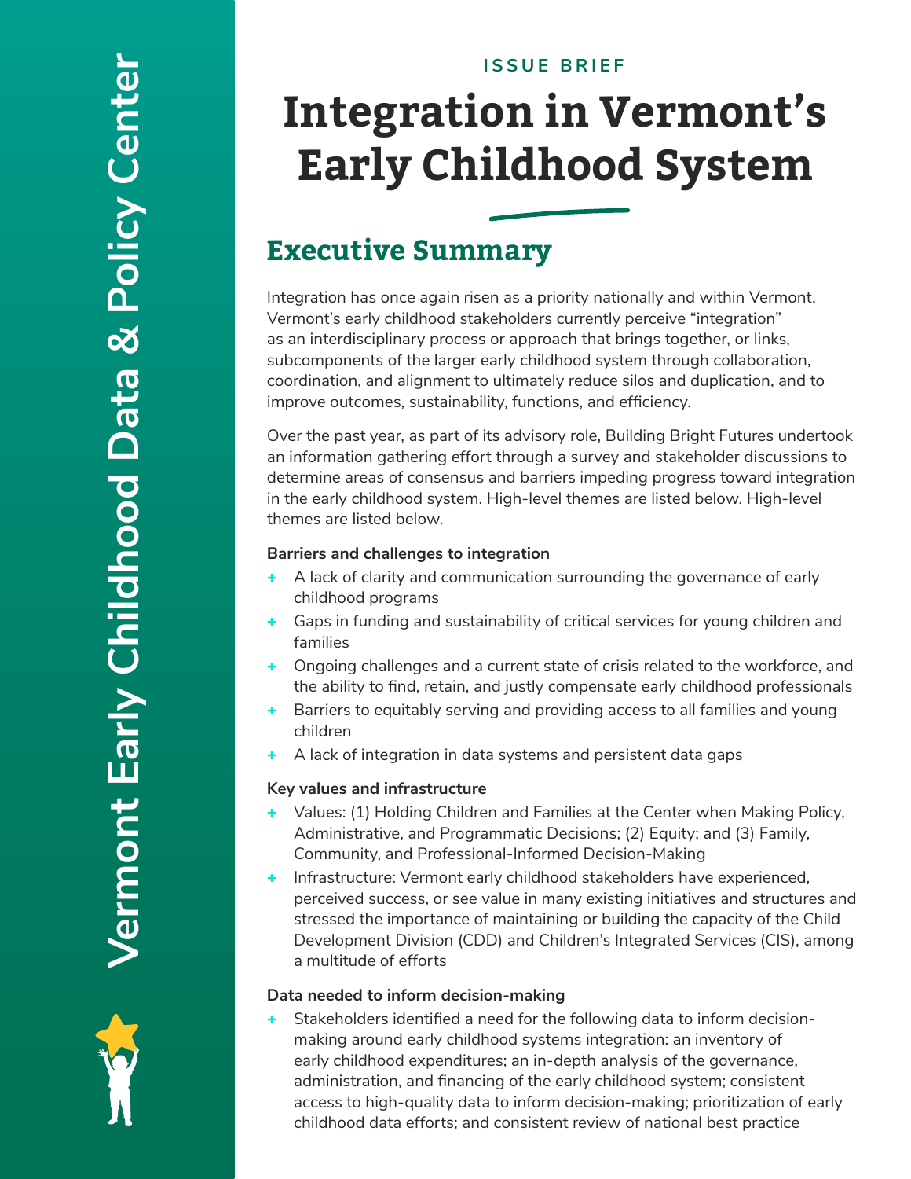ISSUE BRIEF

# Integration in Vermont's Early Childhood System

## Executive Summary

Integration has once again risen as a priority nationally and within Vermont. Vermont's early childhood stakeholders currently perceive "integration" as an interdisciplinary process or approach that brings together, or links, subcomponents of the larger early childhood system through collaboration, coordination, and alignment to ultimately reduce silos and duplication, and to improve outcomes, sustainability, functions, and efficiency.

Over the past year, as part of its advisory role, Building Bright Futures undertook an information gathering effort through a survey and stakeholder discussions to determine areas of consensus and barriers impeding progress toward integration in the early childhood system. High-level themes are listed below. High-level themes are listed below.

**Barriers and challenges to integration**

- A lack of clarity and communication surrounding the governance of early childhood programs
- Gaps in funding and sustainability of critical services for young children and families
- Ongoing challenges and a current state of crisis related to the workforce, and the ability to find, retain, and justly compensate early childhood professionals
- Barriers to equitably serving and providing access to all families and young children
- A lack of integration in data systems and persistent data gaps

**Key values and infrastructure**

- Values: (1) Holding Children and Families at the Center when Making Policy, Administrative, and Programmatic Decisions; (2) Equity; and (3) Family, Community, and Professional-Informed Decision-Making
- Infrastructure: Vermont early childhood stakeholders have experienced, perceived success, or see value in many existing initiatives and structures and stressed the importance of maintaining or building the capacity of the Child Development Division (CDD) and Children's Integrated Services (CIS), among a multitude of efforts

**Data needed to inform decision-making**

- Stakeholders identified a need for the following data to inform decision-making around early childhood systems integration: an inventory of early childhood expenditures; an in-depth analysis of the governance, administration, and financing of the early childhood system; consistent access to high-quality data to inform decision-making; prioritization of early childhood data efforts; and consistent review of national best practice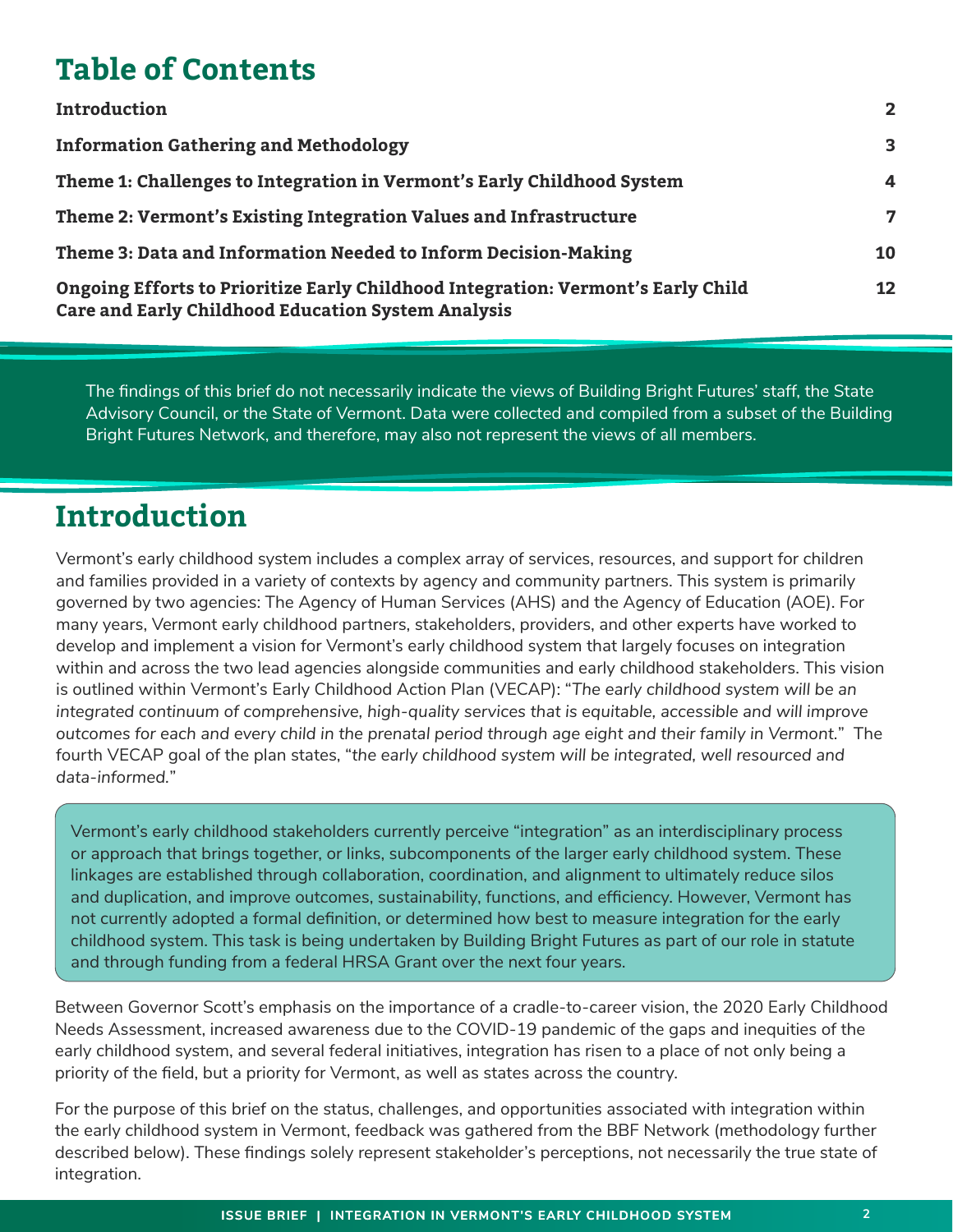# Table of Contents

| | |
|---|---|
| **Introduction** | **2** |
| **Information Gathering and Methodology** | **3** |
| **Theme 1: Challenges to Integration in Vermont's Early Childhood System** | **4** |
| **Theme 2: Vermont's Existing Integration Values and Infrastructure** | **7** |
| **Theme 3: Data and Information Needed to Inform Decision-Making** | **10** |
| **Ongoing Efforts to Prioritize Early Childhood Integration: Vermont's Early Child Care and Early Childhood Education System Analysis** | **12** |

The findings of this brief do not necessarily indicate the views of Building Bright Futures' staff, the State Advisory Council, or the State of Vermont. Data were collected and compiled from a subset of the Building Bright Futures Network, and therefore, may also not represent the views of all members.

# Introduction

Vermont's early childhood system includes a complex array of services, resources, and support for children and families provided in a variety of contexts by agency and community partners. This system is primarily governed by two agencies: The Agency of Human Services (AHS) and the Agency of Education (AOE). For many years, Vermont early childhood partners, stakeholders, providers, and other experts have worked to develop and implement a vision for Vermont's early childhood system that largely focuses on integration within and across the two lead agencies alongside communities and early childhood stakeholders. This vision is outlined within Vermont's Early Childhood Action Plan (VECAP): "*The early childhood system will be an integrated continuum of comprehensive, high-quality services that is equitable, accessible and will improve outcomes for each and every child in the prenatal period through age eight and their family in Vermont.*" The fourth VECAP goal of the plan states, "*the early childhood system will be integrated, well resourced and data-informed.*"

Vermont's early childhood stakeholders currently perceive "integration" as an interdisciplinary process or approach that brings together, or links, subcomponents of the larger early childhood system. These linkages are established through collaboration, coordination, and alignment to ultimately reduce silos and duplication, and improve outcomes, sustainability, functions, and efficiency. However, Vermont has not currently adopted a formal definition, or determined how best to measure integration for the early childhood system. This task is being undertaken by Building Bright Futures as part of our role in statute and through funding from a federal HRSA Grant over the next four years.

Between Governor Scott's emphasis on the importance of a cradle-to-career vision, the 2020 Early Childhood Needs Assessment, increased awareness due to the COVID-19 pandemic of the gaps and inequities of the early childhood system, and several federal initiatives, integration has risen to a place of not only being a priority of the field, but a priority for Vermont, as well as states across the country.

For the purpose of this brief on the status, challenges, and opportunities associated with integration within the early childhood system in Vermont, feedback was gathered from the BBF Network (methodology further described below). These findings solely represent stakeholder's perceptions, not necessarily the true state of integration.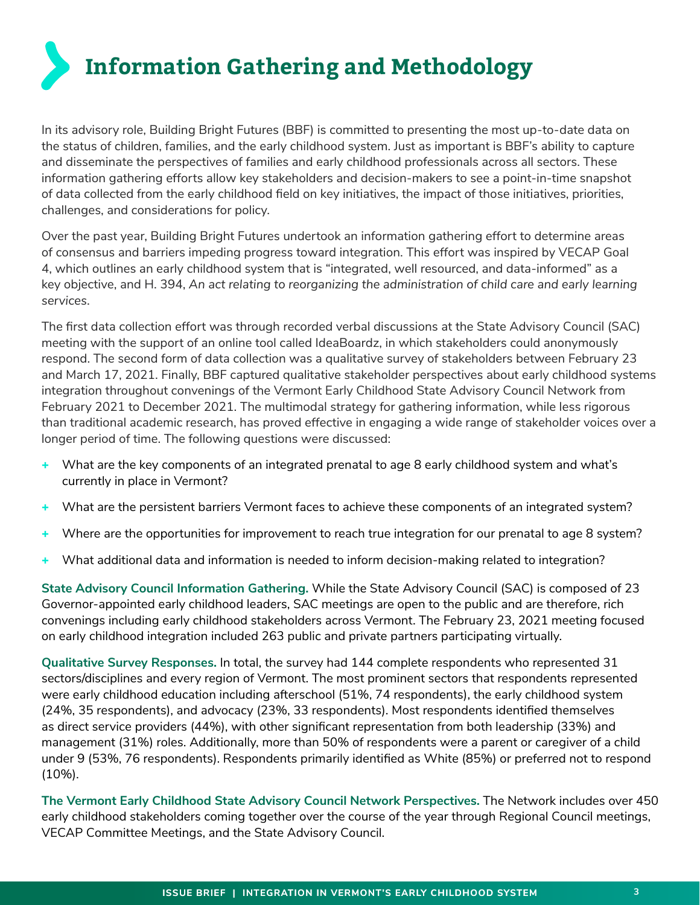# Information Gathering and Methodology

In its advisory role, Building Bright Futures (BBF) is committed to presenting the most up-to-date data on the status of children, families, and the early childhood system. Just as important is BBF's ability to capture and disseminate the perspectives of families and early childhood professionals across all sectors. These information gathering efforts allow key stakeholders and decision-makers to see a point-in-time snapshot of data collected from the early childhood field on key initiatives, the impact of those initiatives, priorities, challenges, and considerations for policy.

Over the past year, Building Bright Futures undertook an information gathering effort to determine areas of consensus and barriers impeding progress toward integration. This effort was inspired by VECAP Goal 4, which outlines an early childhood system that is "integrated, well resourced, and data-informed" as a key objective, and H. 394, *An act relating to reorganizing the administration of child care and early learning services.*

The first data collection effort was through recorded verbal discussions at the State Advisory Council (SAC) meeting with the support of an online tool called IdeaBoardz, in which stakeholders could anonymously respond. The second form of data collection was a qualitative survey of stakeholders between February 23 and March 17, 2021. Finally, BBF captured qualitative stakeholder perspectives about early childhood systems integration throughout convenings of the Vermont Early Childhood State Advisory Council Network from February 2021 to December 2021. The multimodal strategy for gathering information, while less rigorous than traditional academic research, has proved effective in engaging a wide range of stakeholder voices over a longer period of time. The following questions were discussed:

+ What are the key components of an integrated prenatal to age 8 early childhood system and what's currently in place in Vermont?
+ What are the persistent barriers Vermont faces to achieve these components of an integrated system?
+ Where are the opportunities for improvement to reach true integration for our prenatal to age 8 system?
+ What additional data and information is needed to inform decision-making related to integration?

**State Advisory Council Information Gathering.** While the State Advisory Council (SAC) is composed of 23 Governor-appointed early childhood leaders, SAC meetings are open to the public and are therefore, rich convenings including early childhood stakeholders across Vermont. The February 23, 2021 meeting focused on early childhood integration included 263 public and private partners participating virtually.

**Qualitative Survey Responses.** In total, the survey had 144 complete respondents who represented 31 sectors/disciplines and every region of Vermont. The most prominent sectors that respondents represented were early childhood education including afterschool (51%, 74 respondents), the early childhood system (24%, 35 respondents), and advocacy (23%, 33 respondents). Most respondents identified themselves as direct service providers (44%), with other significant representation from both leadership (33%) and management (31%) roles. Additionally, more than 50% of respondents were a parent or caregiver of a child under 9 (53%, 76 respondents). Respondents primarily identified as White (85%) or preferred not to respond (10%).

**The Vermont Early Childhood State Advisory Council Network Perspectives.** The Network includes over 450 early childhood stakeholders coming together over the course of the year through Regional Council meetings, VECAP Committee Meetings, and the State Advisory Council.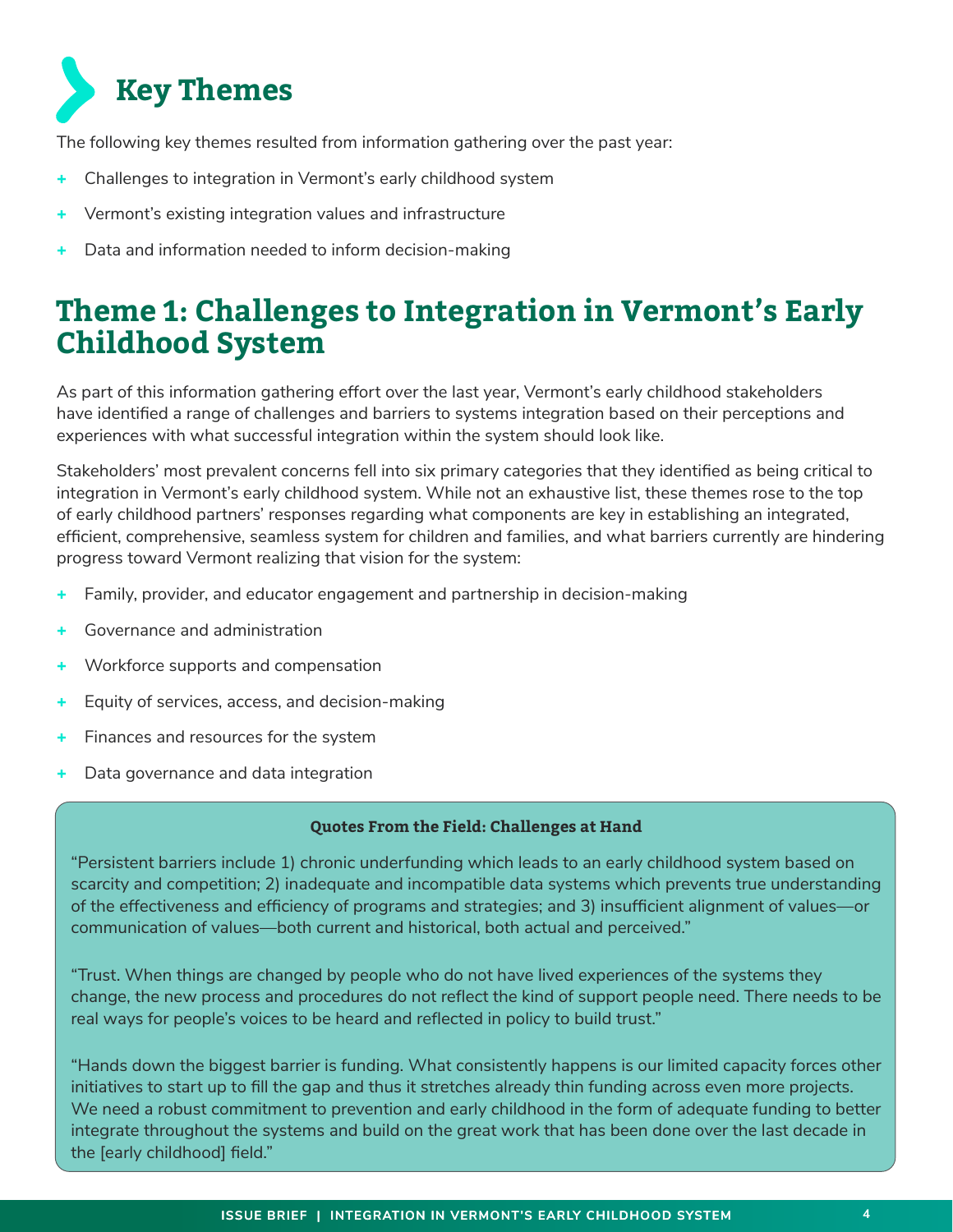# Key Themes

The following key themes resulted from information gathering over the past year:

- Challenges to integration in Vermont's early childhood system
- Vermont's existing integration values and infrastructure
- Data and information needed to inform decision-making

## Theme 1: Challenges to Integration in Vermont's Early Childhood System

As part of this information gathering effort over the last year, Vermont's early childhood stakeholders have identified a range of challenges and barriers to systems integration based on their perceptions and experiences with what successful integration within the system should look like.

Stakeholders' most prevalent concerns fell into six primary categories that they identified as being critical to integration in Vermont's early childhood system. While not an exhaustive list, these themes rose to the top of early childhood partners' responses regarding what components are key in establishing an integrated, efficient, comprehensive, seamless system for children and families, and what barriers currently are hindering progress toward Vermont realizing that vision for the system:

- Family, provider, and educator engagement and partnership in decision-making
- Governance and administration
- Workforce supports and compensation
- Equity of services, access, and decision-making
- Finances and resources for the system
- Data governance and data integration

**Quotes From the Field: Challenges at Hand**

"Persistent barriers include 1) chronic underfunding which leads to an early childhood system based on scarcity and competition; 2) inadequate and incompatible data systems which prevents true understanding of the effectiveness and efficiency of programs and strategies; and 3) insufficient alignment of values—or communication of values—both current and historical, both actual and perceived."

"Trust. When things are changed by people who do not have lived experiences of the systems they change, the new process and procedures do not reflect the kind of support people need. There needs to be real ways for people's voices to be heard and reflected in policy to build trust."

"Hands down the biggest barrier is funding. What consistently happens is our limited capacity forces other initiatives to start up to fill the gap and thus it stretches already thin funding across even more projects. We need a robust commitment to prevention and early childhood in the form of adequate funding to better integrate throughout the systems and build on the great work that has been done over the last decade in the [early childhood] field."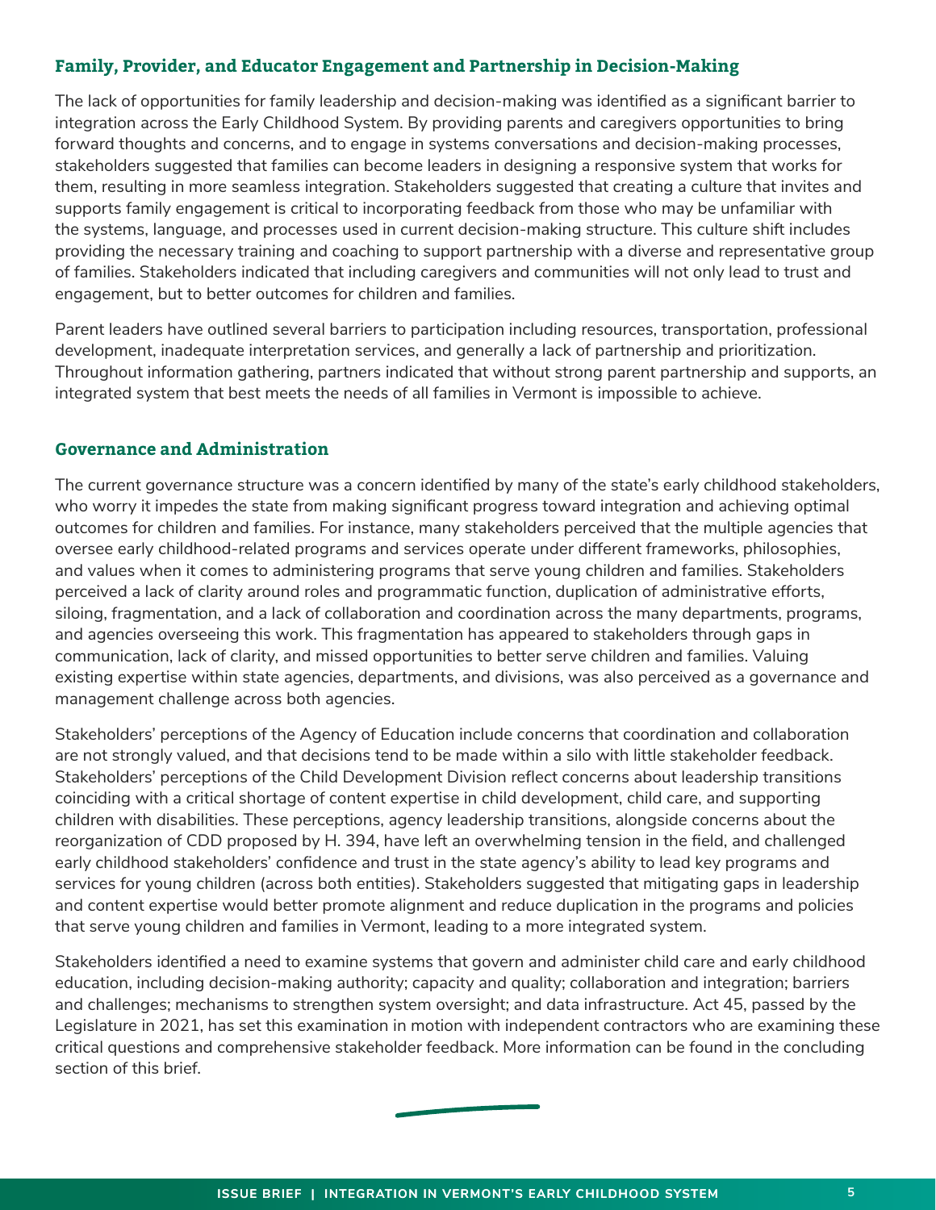### Family, Provider, and Educator Engagement and Partnership in Decision-Making

The lack of opportunities for family leadership and decision-making was identified as a significant barrier to integration across the Early Childhood System. By providing parents and caregivers opportunities to bring forward thoughts and concerns, and to engage in systems conversations and decision-making processes, stakeholders suggested that families can become leaders in designing a responsive system that works for them, resulting in more seamless integration. Stakeholders suggested that creating a culture that invites and supports family engagement is critical to incorporating feedback from those who may be unfamiliar with the systems, language, and processes used in current decision-making structure. This culture shift includes providing the necessary training and coaching to support partnership with a diverse and representative group of families. Stakeholders indicated that including caregivers and communities will not only lead to trust and engagement, but to better outcomes for children and families.

Parent leaders have outlined several barriers to participation including resources, transportation, professional development, inadequate interpretation services, and generally a lack of partnership and prioritization. Throughout information gathering, partners indicated that without strong parent partnership and supports, an integrated system that best meets the needs of all families in Vermont is impossible to achieve.

### Governance and Administration

The current governance structure was a concern identified by many of the state's early childhood stakeholders, who worry it impedes the state from making significant progress toward integration and achieving optimal outcomes for children and families. For instance, many stakeholders perceived that the multiple agencies that oversee early childhood-related programs and services operate under different frameworks, philosophies, and values when it comes to administering programs that serve young children and families. Stakeholders perceived a lack of clarity around roles and programmatic function, duplication of administrative efforts, siloing, fragmentation, and a lack of collaboration and coordination across the many departments, programs, and agencies overseeing this work. This fragmentation has appeared to stakeholders through gaps in communication, lack of clarity, and missed opportunities to better serve children and families. Valuing existing expertise within state agencies, departments, and divisions, was also perceived as a governance and management challenge across both agencies.

Stakeholders' perceptions of the Agency of Education include concerns that coordination and collaboration are not strongly valued, and that decisions tend to be made within a silo with little stakeholder feedback. Stakeholders' perceptions of the Child Development Division reflect concerns about leadership transitions coinciding with a critical shortage of content expertise in child development, child care, and supporting children with disabilities. These perceptions, agency leadership transitions, alongside concerns about the reorganization of CDD proposed by H. 394, have left an overwhelming tension in the field, and challenged early childhood stakeholders' confidence and trust in the state agency's ability to lead key programs and services for young children (across both entities). Stakeholders suggested that mitigating gaps in leadership and content expertise would better promote alignment and reduce duplication in the programs and policies that serve young children and families in Vermont, leading to a more integrated system.

Stakeholders identified a need to examine systems that govern and administer child care and early childhood education, including decision-making authority; capacity and quality; collaboration and integration; barriers and challenges; mechanisms to strengthen system oversight; and data infrastructure. Act 45, passed by the Legislature in 2021, has set this examination in motion with independent contractors who are examining these critical questions and comprehensive stakeholder feedback. More information can be found in the concluding section of this brief.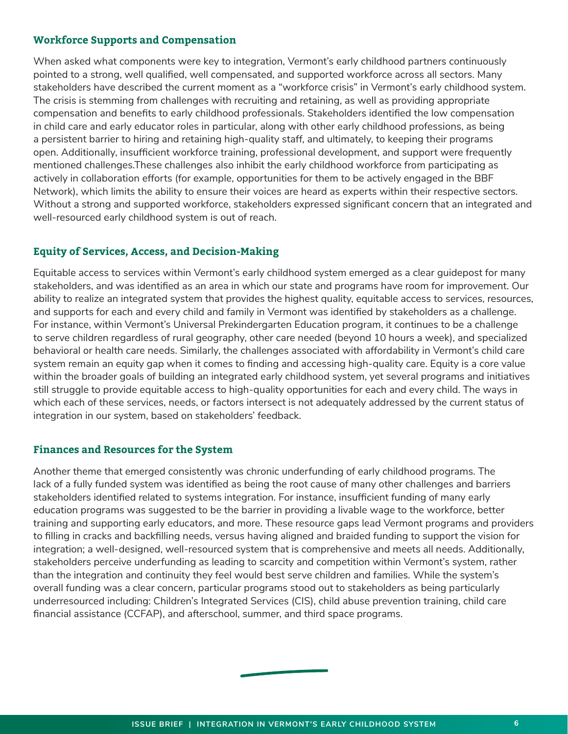### Workforce Supports and Compensation

When asked what components were key to integration, Vermont's early childhood partners continuously pointed to a strong, well qualified, well compensated, and supported workforce across all sectors. Many stakeholders have described the current moment as a "workforce crisis" in Vermont's early childhood system. The crisis is stemming from challenges with recruiting and retaining, as well as providing appropriate compensation and benefits to early childhood professionals. Stakeholders identified the low compensation in child care and early educator roles in particular, along with other early childhood professions, as being a persistent barrier to hiring and retaining high-quality staff, and ultimately, to keeping their programs open. Additionally, insufficient workforce training, professional development, and support were frequently mentioned challenges.These challenges also inhibit the early childhood workforce from participating as actively in collaboration efforts (for example, opportunities for them to be actively engaged in the BBF Network), which limits the ability to ensure their voices are heard as experts within their respective sectors. Without a strong and supported workforce, stakeholders expressed significant concern that an integrated and well-resourced early childhood system is out of reach.

### Equity of Services, Access, and Decision-Making

Equitable access to services within Vermont's early childhood system emerged as a clear guidepost for many stakeholders, and was identified as an area in which our state and programs have room for improvement. Our ability to realize an integrated system that provides the highest quality, equitable access to services, resources, and supports for each and every child and family in Vermont was identified by stakeholders as a challenge. For instance, within Vermont's Universal Prekindergarten Education program, it continues to be a challenge to serve children regardless of rural geography, other care needed (beyond 10 hours a week), and specialized behavioral or health care needs. Similarly, the challenges associated with affordability in Vermont's child care system remain an equity gap when it comes to finding and accessing high-quality care. Equity is a core value within the broader goals of building an integrated early childhood system, yet several programs and initiatives still struggle to provide equitable access to high-quality opportunities for each and every child. The ways in which each of these services, needs, or factors intersect is not adequately addressed by the current status of integration in our system, based on stakeholders' feedback.

### Finances and Resources for the System

Another theme that emerged consistently was chronic underfunding of early childhood programs. The lack of a fully funded system was identified as being the root cause of many other challenges and barriers stakeholders identified related to systems integration. For instance, insufficient funding of many early education programs was suggested to be the barrier in providing a livable wage to the workforce, better training and supporting early educators, and more. These resource gaps lead Vermont programs and providers to filling in cracks and backfilling needs, versus having aligned and braided funding to support the vision for integration; a well-designed, well-resourced system that is comprehensive and meets all needs. Additionally, stakeholders perceive underfunding as leading to scarcity and competition within Vermont's system, rather than the integration and continuity they feel would best serve children and families. While the system's overall funding was a clear concern, particular programs stood out to stakeholders as being particularly underresourced including: Children's Integrated Services (CIS), child abuse prevention training, child care financial assistance (CCFAP), and afterschool, summer, and third space programs.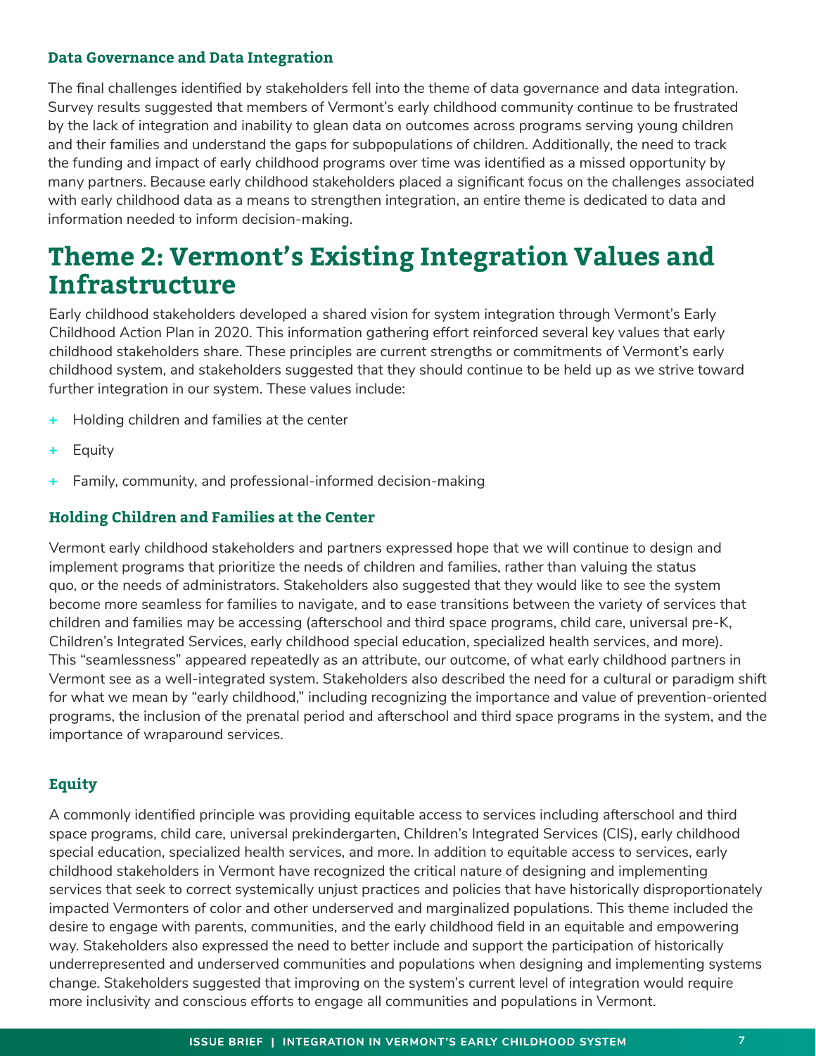### Data Governance and Data Integration

The final challenges identified by stakeholders fell into the theme of data governance and data integration. Survey results suggested that members of Vermont's early childhood community continue to be frustrated by the lack of integration and inability to glean data on outcomes across programs serving young children and their families and understand the gaps for subpopulations of children. Additionally, the need to track the funding and impact of early childhood programs over time was identified as a missed opportunity by many partners. Because early childhood stakeholders placed a significant focus on the challenges associated with early childhood data as a means to strengthen integration, an entire theme is dedicated to data and information needed to inform decision-making.

## Theme 2: Vermont's Existing Integration Values and Infrastructure

Early childhood stakeholders developed a shared vision for system integration through Vermont's Early Childhood Action Plan in 2020. This information gathering effort reinforced several key values that early childhood stakeholders share. These principles are current strengths or commitments of Vermont's early childhood system, and stakeholders suggested that they should continue to be held up as we strive toward further integration in our system. These values include:

+ Holding children and families at the center
+ Equity
+ Family, community, and professional-informed decision-making

### Holding Children and Families at the Center

Vermont early childhood stakeholders and partners expressed hope that we will continue to design and implement programs that prioritize the needs of children and families, rather than valuing the status quo, or the needs of administrators. Stakeholders also suggested that they would like to see the system become more seamless for families to navigate, and to ease transitions between the variety of services that children and families may be accessing (afterschool and third space programs, child care, universal pre-K, Children's Integrated Services, early childhood special education, specialized health services, and more). This "seamlessness" appeared repeatedly as an attribute, our outcome, of what early childhood partners in Vermont see as a well-integrated system. Stakeholders also described the need for a cultural or paradigm shift for what we mean by "early childhood," including recognizing the importance and value of prevention-oriented programs, the inclusion of the prenatal period and afterschool and third space programs in the system, and the importance of wraparound services.

### Equity

A commonly identified principle was providing equitable access to services including afterschool and third space programs, child care, universal prekindergarten, Children's Integrated Services (CIS), early childhood special education, specialized health services, and more. In addition to equitable access to services, early childhood stakeholders in Vermont have recognized the critical nature of designing and implementing services that seek to correct systemically unjust practices and policies that have historically disproportionately impacted Vermonters of color and other underserved and marginalized populations. This theme included the desire to engage with parents, communities, and the early childhood field in an equitable and empowering way. Stakeholders also expressed the need to better include and support the participation of historically underrepresented and underserved communities and populations when designing and implementing systems change. Stakeholders suggested that improving on the system's current level of integration would require more inclusivity and conscious efforts to engage all communities and populations in Vermont.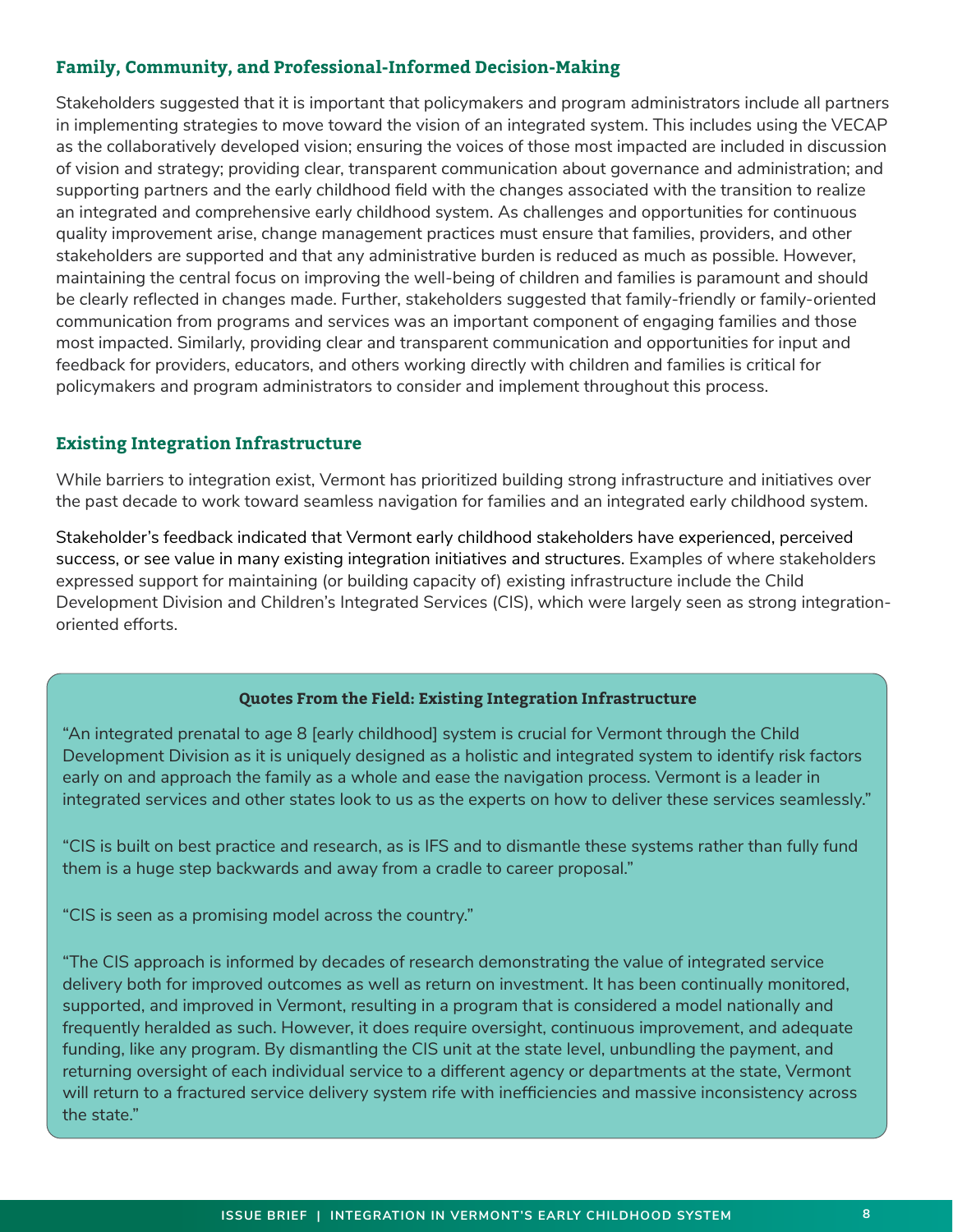### Family, Community, and Professional-Informed Decision-Making

Stakeholders suggested that it is important that policymakers and program administrators include all partners in implementing strategies to move toward the vision of an integrated system. This includes using the VECAP as the collaboratively developed vision; ensuring the voices of those most impacted are included in discussion of vision and strategy; providing clear, transparent communication about governance and administration; and supporting partners and the early childhood field with the changes associated with the transition to realize an integrated and comprehensive early childhood system. As challenges and opportunities for continuous quality improvement arise, change management practices must ensure that families, providers, and other stakeholders are supported and that any administrative burden is reduced as much as possible. However, maintaining the central focus on improving the well-being of children and families is paramount and should be clearly reflected in changes made. Further, stakeholders suggested that family-friendly or family-oriented communication from programs and services was an important component of engaging families and those most impacted. Similarly, providing clear and transparent communication and opportunities for input and feedback for providers, educators, and others working directly with children and families is critical for policymakers and program administrators to consider and implement throughout this process.

### Existing Integration Infrastructure

While barriers to integration exist, Vermont has prioritized building strong infrastructure and initiatives over the past decade to work toward seamless navigation for families and an integrated early childhood system.

Stakeholder's feedback indicated that Vermont early childhood stakeholders have experienced, perceived success, or see value in many existing integration initiatives and structures. Examples of where stakeholders expressed support for maintaining (or building capacity of) existing infrastructure include the Child Development Division and Children's Integrated Services (CIS), which were largely seen as strong integration-oriented efforts.

**Quotes From the Field: Existing Integration Infrastructure**

"An integrated prenatal to age 8 [early childhood] system is crucial for Vermont through the Child Development Division as it is uniquely designed as a holistic and integrated system to identify risk factors early on and approach the family as a whole and ease the navigation process. Vermont is a leader in integrated services and other states look to us as the experts on how to deliver these services seamlessly."

"CIS is built on best practice and research, as is IFS and to dismantle these systems rather than fully fund them is a huge step backwards and away from a cradle to career proposal."

"CIS is seen as a promising model across the country."

"The CIS approach is informed by decades of research demonstrating the value of integrated service delivery both for improved outcomes as well as return on investment. It has been continually monitored, supported, and improved in Vermont, resulting in a program that is considered a model nationally and frequently heralded as such. However, it does require oversight, continuous improvement, and adequate funding, like any program. By dismantling the CIS unit at the state level, unbundling the payment, and returning oversight of each individual service to a different agency or departments at the state, Vermont will return to a fractured service delivery system rife with inefficiencies and massive inconsistency across the state."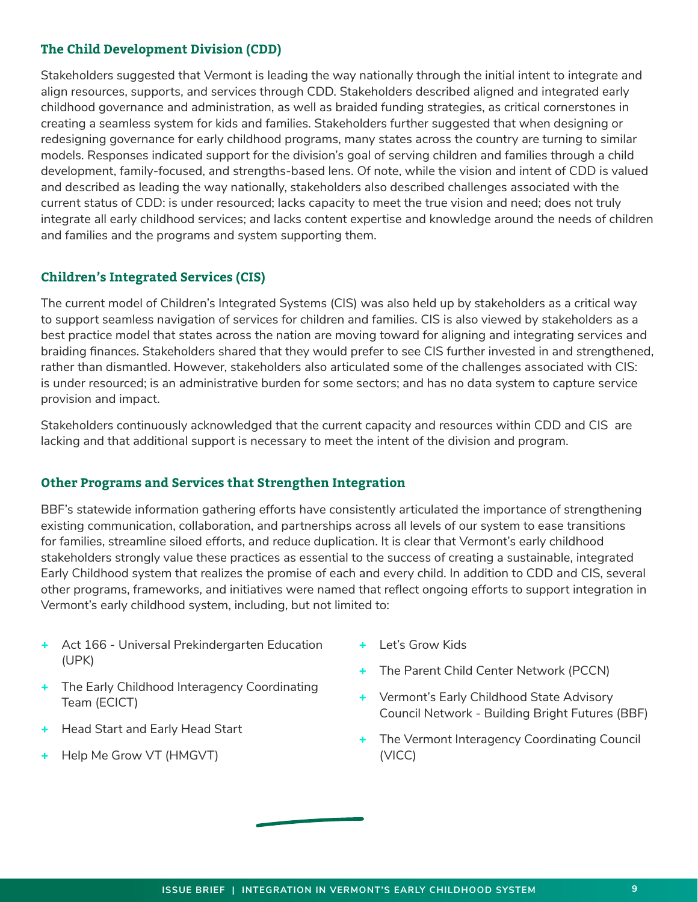### The Child Development Division (CDD)

Stakeholders suggested that Vermont is leading the way nationally through the initial intent to integrate and align resources, supports, and services through CDD. Stakeholders described aligned and integrated early childhood governance and administration, as well as braided funding strategies, as critical cornerstones in creating a seamless system for kids and families. Stakeholders further suggested that when designing or redesigning governance for early childhood programs, many states across the country are turning to similar models. Responses indicated support for the division's goal of serving children and families through a child development, family-focused, and strengths-based lens. Of note, while the vision and intent of CDD is valued and described as leading the way nationally, stakeholders also described challenges associated with the current status of CDD: is under resourced; lacks capacity to meet the true vision and need; does not truly integrate all early childhood services; and lacks content expertise and knowledge around the needs of children and families and the programs and system supporting them.

### Children's Integrated Services (CIS)

The current model of Children's Integrated Systems (CIS) was also held up by stakeholders as a critical way to support seamless navigation of services for children and families. CIS is also viewed by stakeholders as a best practice model that states across the nation are moving toward for aligning and integrating services and braiding finances. Stakeholders shared that they would prefer to see CIS further invested in and strengthened, rather than dismantled. However, stakeholders also articulated some of the challenges associated with CIS: is under resourced; is an administrative burden for some sectors; and has no data system to capture service provision and impact.

Stakeholders continuously acknowledged that the current capacity and resources within CDD and CIS are lacking and that additional support is necessary to meet the intent of the division and program.

### Other Programs and Services that Strengthen Integration

BBF's statewide information gathering efforts have consistently articulated the importance of strengthening existing communication, collaboration, and partnerships across all levels of our system to ease transitions for families, streamline siloed efforts, and reduce duplication. It is clear that Vermont's early childhood stakeholders strongly value these practices as essential to the success of creating a sustainable, integrated Early Childhood system that realizes the promise of each and every child. In addition to CDD and CIS, several other programs, frameworks, and initiatives were named that reflect ongoing efforts to support integration in Vermont's early childhood system, including, but not limited to:

- Act 166 - Universal Prekindergarten Education (UPK)
- The Early Childhood Interagency Coordinating Team (ECICT)
- Head Start and Early Head Start
- Help Me Grow VT (HMGVT)
- Let's Grow Kids
- The Parent Child Center Network (PCCN)
- Vermont's Early Childhood State Advisory Council Network - Building Bright Futures (BBF)
- The Vermont Interagency Coordinating Council (VICC)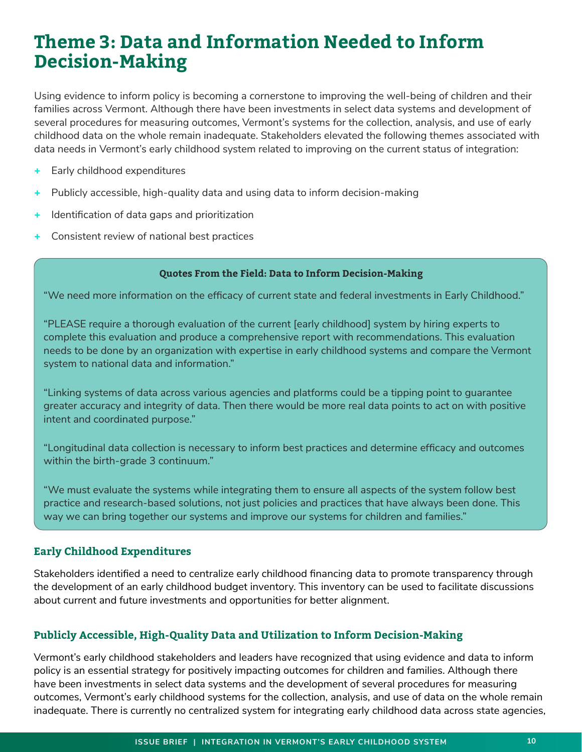# Theme 3: Data and Information Needed to Inform Decision-Making

Using evidence to inform policy is becoming a cornerstone to improving the well-being of children and their families across Vermont. Although there have been investments in select data systems and development of several procedures for measuring outcomes, Vermont's systems for the collection, analysis, and use of early childhood data on the whole remain inadequate. Stakeholders elevated the following themes associated with data needs in Vermont's early childhood system related to improving on the current status of integration:

- Early childhood expenditures
- Publicly accessible, high-quality data and using data to inform decision-making
- Identification of data gaps and prioritization
- Consistent review of national best practices

**Quotes From the Field: Data to Inform Decision-Making**

"We need more information on the efficacy of current state and federal investments in Early Childhood."

"PLEASE require a thorough evaluation of the current [early childhood] system by hiring experts to complete this evaluation and produce a comprehensive report with recommendations. This evaluation needs to be done by an organization with expertise in early childhood systems and compare the Vermont system to national data and information."

"Linking systems of data across various agencies and platforms could be a tipping point to guarantee greater accuracy and integrity of data. Then there would be more real data points to act on with positive intent and coordinated purpose."

"Longitudinal data collection is necessary to inform best practices and determine efficacy and outcomes within the birth-grade 3 continuum."

"We must evaluate the systems while integrating them to ensure all aspects of the system follow best practice and research-based solutions, not just policies and practices that have always been done. This way we can bring together our systems and improve our systems for children and families."

### Early Childhood Expenditures

Stakeholders identified a need to centralize early childhood financing data to promote transparency through the development of an early childhood budget inventory. This inventory can be used to facilitate discussions about current and future investments and opportunities for better alignment.

### Publicly Accessible, High-Quality Data and Utilization to Inform Decision-Making

Vermont's early childhood stakeholders and leaders have recognized that using evidence and data to inform policy is an essential strategy for positively impacting outcomes for children and families. Although there have been investments in select data systems and the development of several procedures for measuring outcomes, Vermont's early childhood systems for the collection, analysis, and use of data on the whole remain inadequate. There is currently no centralized system for integrating early childhood data across state agencies,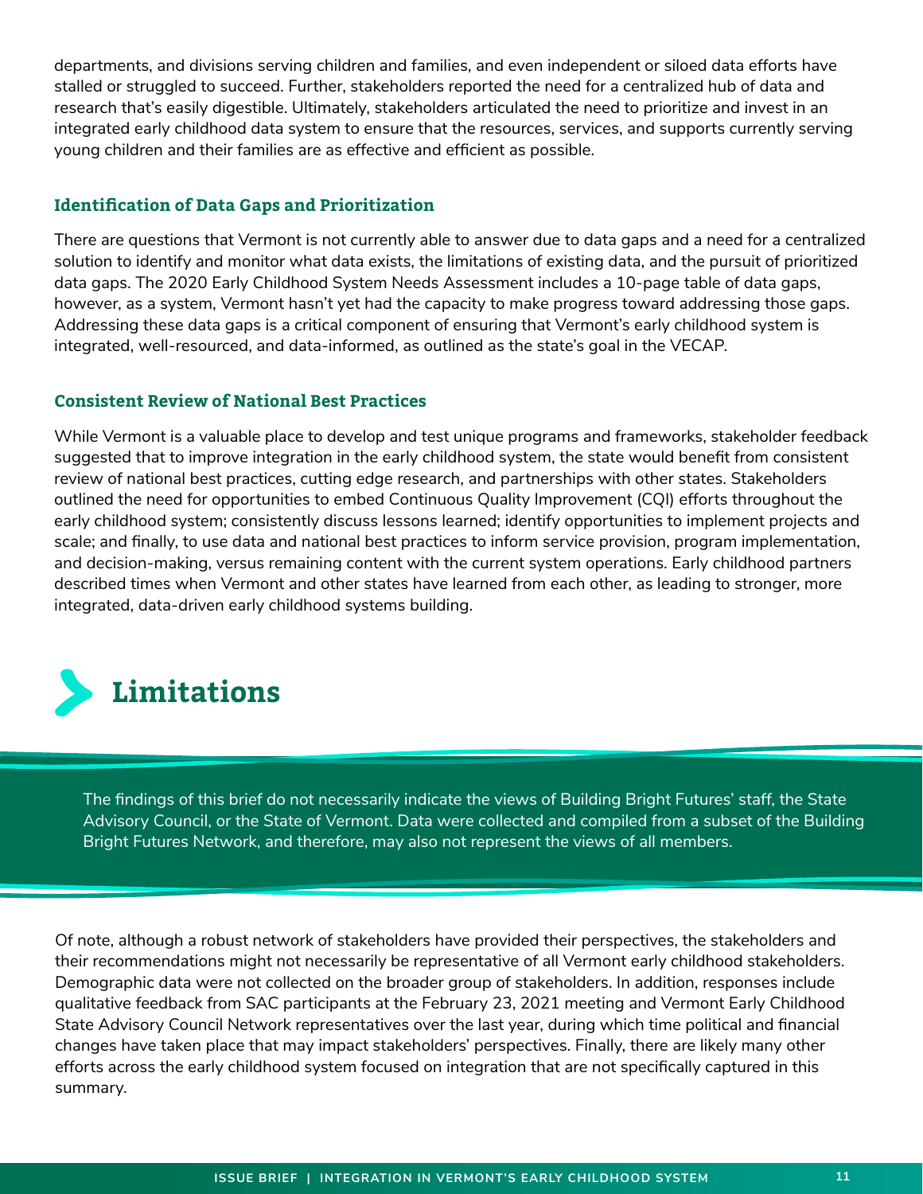departments, and divisions serving children and families, and even independent or siloed data efforts have stalled or struggled to succeed. Further, stakeholders reported the need for a centralized hub of data and research that's easily digestible. Ultimately, stakeholders articulated the need to prioritize and invest in an integrated early childhood data system to ensure that the resources, services, and supports currently serving young children and their families are as effective and efficient as possible.

### Identification of Data Gaps and Prioritization

There are questions that Vermont is not currently able to answer due to data gaps and a need for a centralized solution to identify and monitor what data exists, the limitations of existing data, and the pursuit of prioritized data gaps. The 2020 Early Childhood System Needs Assessment includes a 10-page table of data gaps, however, as a system, Vermont hasn't yet had the capacity to make progress toward addressing those gaps. Addressing these data gaps is a critical component of ensuring that Vermont's early childhood system is integrated, well-resourced, and data-informed, as outlined as the state's goal in the VECAP.

### Consistent Review of National Best Practices

While Vermont is a valuable place to develop and test unique programs and frameworks, stakeholder feedback suggested that to improve integration in the early childhood system, the state would benefit from consistent review of national best practices, cutting edge research, and partnerships with other states. Stakeholders outlined the need for opportunities to embed Continuous Quality Improvement (CQI) efforts throughout the early childhood system; consistently discuss lessons learned; identify opportunities to implement projects and scale; and finally, to use data and national best practices to inform service provision, program implementation, and decision-making, versus remaining content with the current system operations. Early childhood partners described times when Vermont and other states have learned from each other, as leading to stronger, more integrated, data-driven early childhood systems building.

## Limitations

The findings of this brief do not necessarily indicate the views of Building Bright Futures' staff, the State Advisory Council, or the State of Vermont. Data were collected and compiled from a subset of the Building Bright Futures Network, and therefore, may also not represent the views of all members.

Of note, although a robust network of stakeholders have provided their perspectives, the stakeholders and their recommendations might not necessarily be representative of all Vermont early childhood stakeholders. Demographic data were not collected on the broader group of stakeholders. In addition, responses include qualitative feedback from SAC participants at the February 23, 2021 meeting and Vermont Early Childhood State Advisory Council Network representatives over the last year, during which time political and financial changes have taken place that may impact stakeholders' perspectives. Finally, there are likely many other efforts across the early childhood system focused on integration that are not specifically captured in this summary.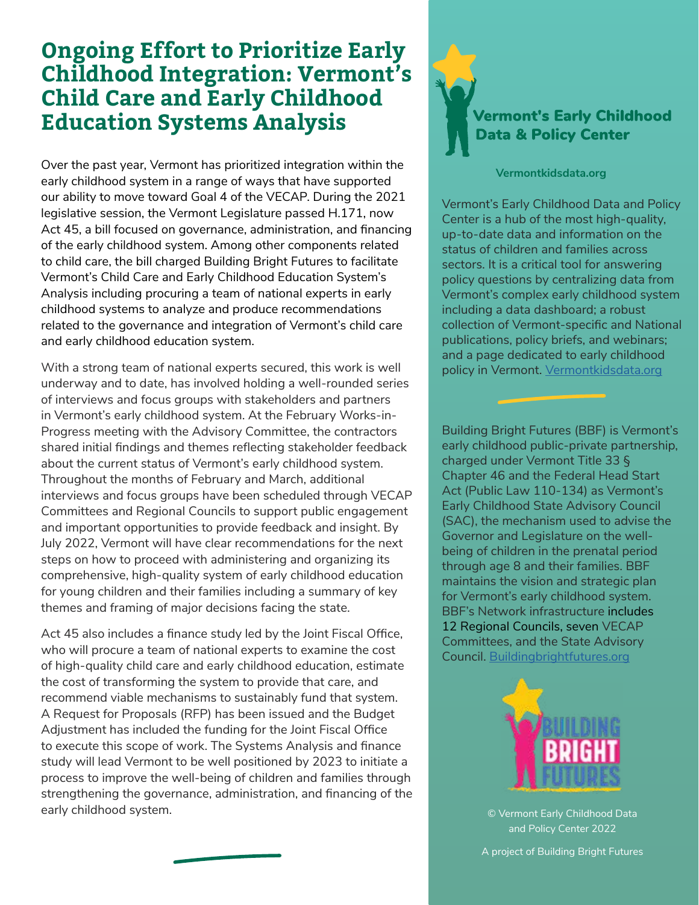# Ongoing Effort to Prioritize Early Childhood Integration: Vermont's Child Care and Early Childhood Education Systems Analysis

Over the past year, Vermont has prioritized integration within the early childhood system in a range of ways that have supported our ability to move toward Goal 4 of the VECAP. During the 2021 legislative session, the Vermont Legislature passed H.171, now Act 45, a bill focused on governance, administration, and financing of the early childhood system. Among other components related to child care, the bill charged Building Bright Futures to facilitate Vermont's Child Care and Early Childhood Education System's Analysis including procuring a team of national experts in early childhood systems to analyze and produce recommendations related to the governance and integration of Vermont's child care and early childhood education system.

With a strong team of national experts secured, this work is well underway and to date, has involved holding a well-rounded series of interviews and focus groups with stakeholders and partners in Vermont's early childhood system. At the February Works-in-Progress meeting with the Advisory Committee, the contractors shared initial findings and themes reflecting stakeholder feedback about the current status of Vermont's early childhood system. Throughout the months of February and March, additional interviews and focus groups have been scheduled through VECAP Committees and Regional Councils to support public engagement and important opportunities to provide feedback and insight. By July 2022, Vermont will have clear recommendations for the next steps on how to proceed with administering and organizing its comprehensive, high-quality system of early childhood education for young children and their families including a summary of key themes and framing of major decisions facing the state.

Act 45 also includes a finance study led by the Joint Fiscal Office, who will procure a team of national experts to examine the cost of high-quality child care and early childhood education, estimate the cost of transforming the system to provide that care, and recommend viable mechanisms to sustainably fund that system. A Request for Proposals (RFP) has been issued and the Budget Adjustment has included the funding for the Joint Fiscal Office to execute this scope of work. The Systems Analysis and finance study will lead Vermont to be well positioned by 2023 to initiate a process to improve the well-being of children and families through strengthening the governance, administration, and financing of the early childhood system.

**Vermont's Early Childhood Data & Policy Center**

**Vermontkidsdata.org**

Vermont's Early Childhood Data and Policy Center is a hub of the most high-quality, up-to-date data and information on the status of children and families across sectors. It is a critical tool for answering policy questions by centralizing data from Vermont's complex early childhood system including a data dashboard; a robust collection of Vermont-specific and National publications, policy briefs, and webinars; and a page dedicated to early childhood policy in Vermont. Vermontkidsdata.org

Building Bright Futures (BBF) is Vermont's early childhood public-private partnership, charged under Vermont Title 33 § Chapter 46 and the Federal Head Start Act (Public Law 110-134) as Vermont's Early Childhood State Advisory Council (SAC), the mechanism used to advise the Governor and Legislature on the well-being of children in the prenatal period through age 8 and their families. BBF maintains the vision and strategic plan for Vermont's early childhood system. BBF's Network infrastructure includes 12 Regional Councils, seven VECAP Committees, and the State Advisory Council. Buildingbrightfutures.org

BUILDING BRIGHT FUTURES

© Vermont Early Childhood Data and Policy Center 2022

A project of Building Bright Futures